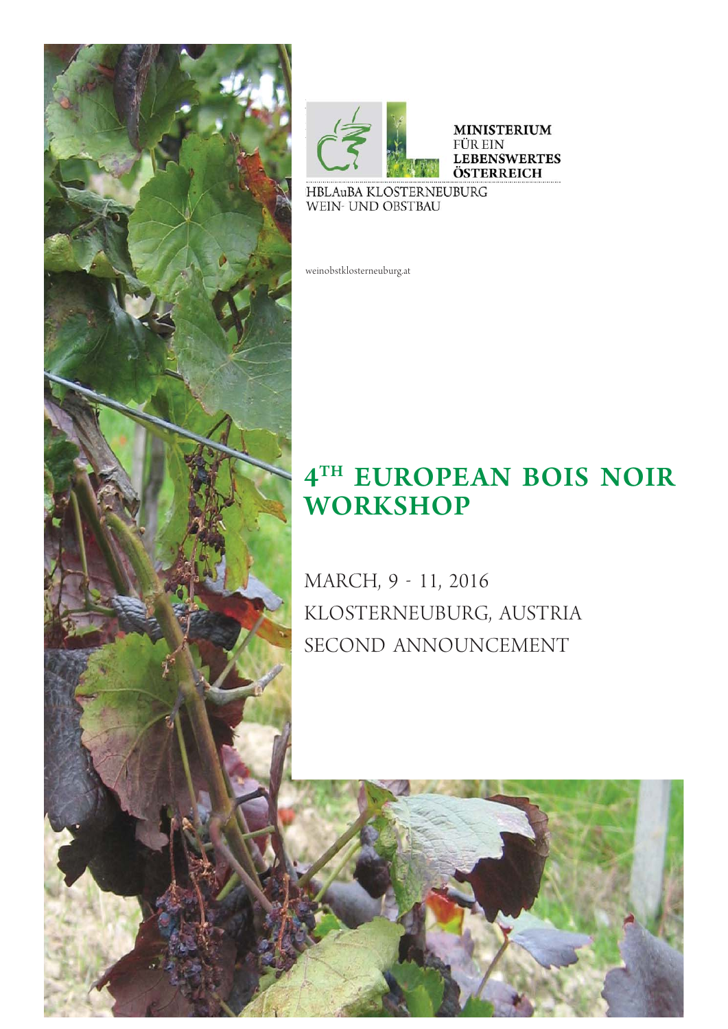MINISTERIUM
FÜR EIN
LEBENSWERTES
ÖSTERREICH

HBLAuBA KLOSTERNEUBURG
WEIN- UND OBSTBAU

weinobstklosterneuburg.at

# 4TH EUROPEAN BOIS NOIR WORKSHOP

MARCH, 9 - 11, 2016

KLOSTERNEUBURG, AUSTRIA

SECOND ANNOUNCEMENT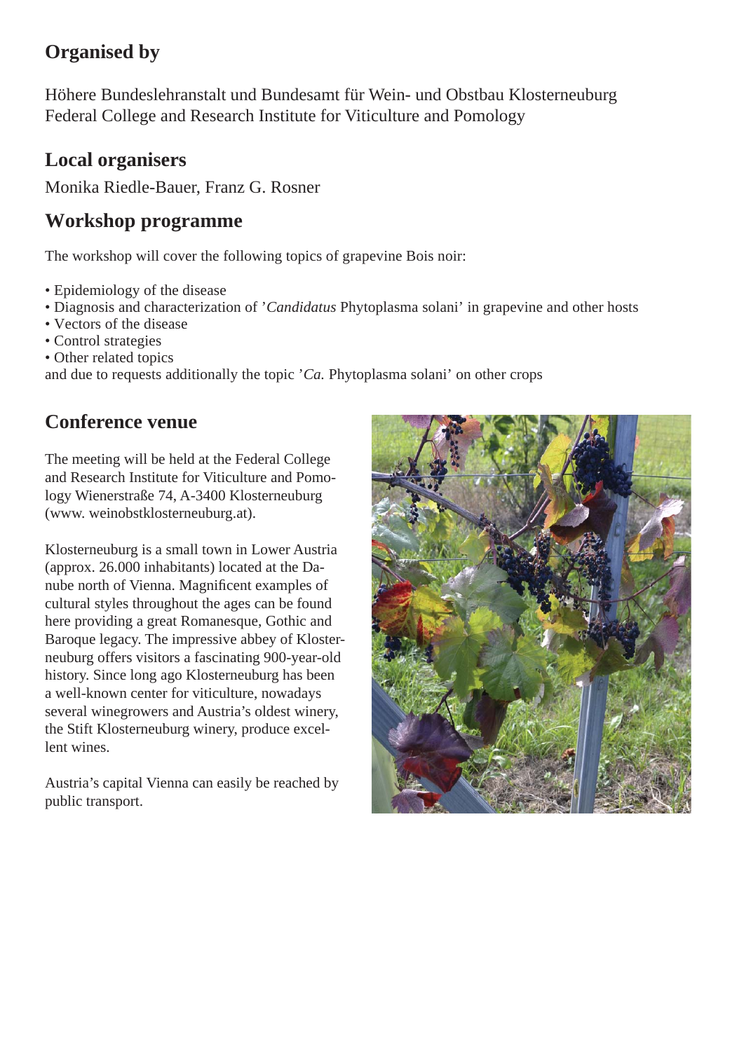## Organised by

Höhere Bundeslehranstalt und Bundesamt für Wein- und Obstbau Klosterneuburg
Federal College and Research Institute for Viticulture and Pomology

## Local organisers

Monika Riedle-Bauer, Franz G. Rosner

## Workshop programme

The workshop will cover the following topics of grapevine Bois noir:

- Epidemiology of the disease
- Diagnosis and characterization of '*Candidatus* Phytoplasma solani' in grapevine and other hosts
- Vectors of the disease
- Control strategies
- Other related topics

and due to requests additionally the topic '*Ca.* Phytoplasma solani' on other crops

## Conference venue

The meeting will be held at the Federal College and Research Institute for Viticulture and Pomology Wienerstraße 74, A-3400 Klosterneuburg (www. weinobstklosterneuburg.at).

Klosterneuburg is a small town in Lower Austria (approx. 26.000 inhabitants) located at the Danube north of Vienna. Magnificent examples of cultural styles throughout the ages can be found here providing a great Romanesque, Gothic and Baroque legacy. The impressive abbey of Klosterneuburg offers visitors a fascinating 900-year-old history. Since long ago Klosterneuburg has been a well-known center for viticulture, nowadays several winegrowers and Austria's oldest winery, the Stift Klosterneuburg winery, produce excellent wines.

Austria's capital Vienna can easily be reached by public transport.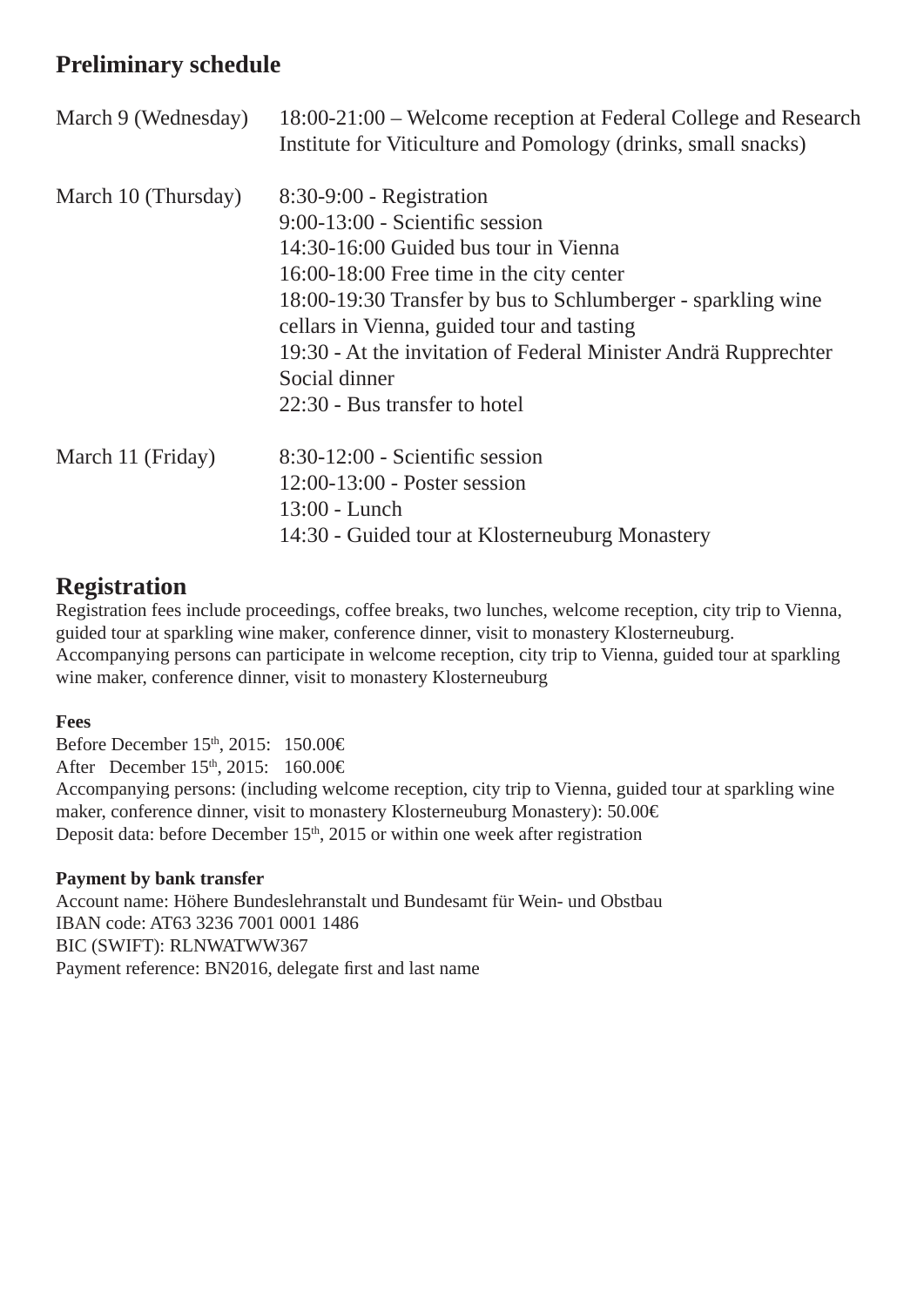## Preliminary schedule

| | |
|---|---|
| March 9 (Wednesday) | 18:00-21:00 – Welcome reception at Federal College and Research Institute for Viticulture and Pomology (drinks, small snacks) |
| March 10 (Thursday) | 8:30-9:00 - Registration<br>9:00-13:00 - Scientific session<br>14:30-16:00 Guided bus tour in Vienna<br>16:00-18:00 Free time in the city center<br>18:00-19:30 Transfer by bus to Schlumberger - sparkling wine cellars in Vienna, guided tour and tasting<br>19:30 - At the invitation of Federal Minister Andrä Rupprechter Social dinner<br>22:30 - Bus transfer to hotel |
| March 11 (Friday) | 8:30-12:00 - Scientific session<br>12:00-13:00 - Poster session<br>13:00 - Lunch<br>14:30 - Guided tour at Klosterneuburg Monastery |

## Registration

Registration fees include proceedings, coffee breaks, two lunches, welcome reception, city trip to Vienna, guided tour at sparkling wine maker, conference dinner, visit to monastery Klosterneuburg.
Accompanying persons can participate in welcome reception, city trip to Vienna, guided tour at sparkling wine maker, conference dinner, visit to monastery Klosterneuburg

**Fees**

Before December 15th, 2015: 150.00€
After December 15th, 2015: 160.00€
Accompanying persons: (including welcome reception, city trip to Vienna, guided tour at sparkling wine maker, conference dinner, visit to monastery Klosterneuburg Monastery): 50.00€
Deposit data: before December 15th, 2015 or within one week after registration

**Payment by bank transfer**

Account name: Höhere Bundeslehranstalt und Bundesamt für Wein- und Obstbau
IBAN code: AT63 3236 7001 0001 1486
BIC (SWIFT): RLNWATWW367
Payment reference: BN2016, delegate first and last name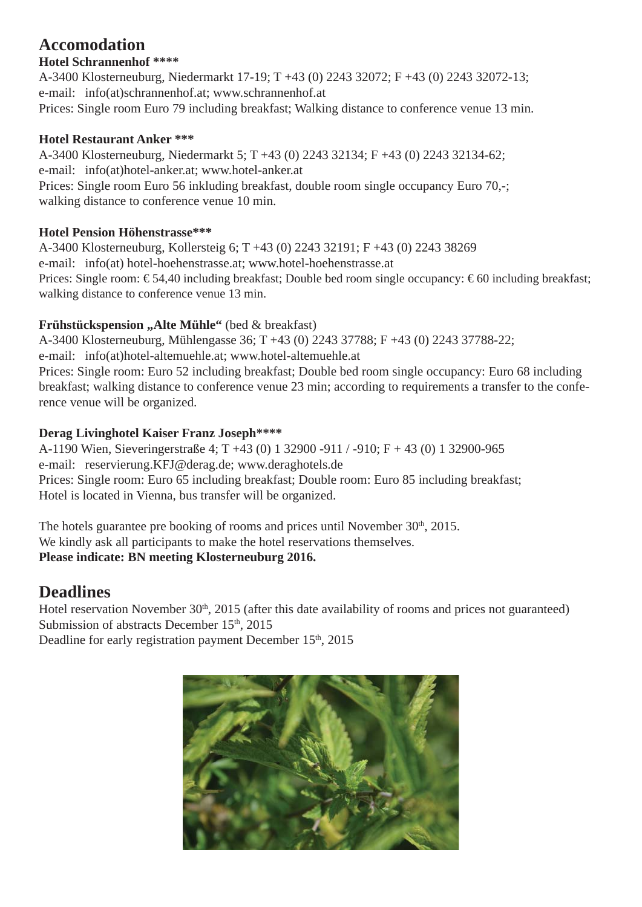## Accomodation

**Hotel Schrannenhof ****&#42;**

A-3400 Klosterneuburg, Niedermarkt 17-19; T +43 (0) 2243 32072; F +43 (0) 2243 32072-13;
e-mail: info(at)schrannenhof.at; www.schrannenhof.at
Prices: Single room Euro 79 including breakfast; Walking distance to conference venue 13 min.

**Hotel Restaurant Anker ***&#42;**

A-3400 Klosterneuburg, Niedermarkt 5; T +43 (0) 2243 32134; F +43 (0) 2243 32134-62;
e-mail: info(at)hotel-anker.at; www.hotel-anker.at
Prices: Single room Euro 56 inkluding breakfast, double room single occupancy Euro 70,-;
walking distance to conference venue 10 min.

**Hotel Pension Höhenstrasse***&#42;**

A-3400 Klosterneuburg, Kollersteig 6; T +43 (0) 2243 32191; F +43 (0) 2243 38269
e-mail: info(at) hotel-hoehenstrasse.at; www.hotel-hoehenstrasse.at
Prices: Single room: € 54,40 including breakfast; Double bed room single occupancy: € 60 including breakfast; walking distance to conference venue 13 min.

**Frühstückspension „Alte Mühle“** (bed & breakfast)

A-3400 Klosterneuburg, Mühlengasse 36; T +43 (0) 2243 37788; F +43 (0) 2243 37788-22;
e-mail: info(at)hotel-altemuehle.at; www.hotel-altemuehle.at
Prices: Single room: Euro 52 including breakfast; Double bed room single occupancy: Euro 68 including breakfast; walking distance to conference venue 23 min; according to requirements a transfer to the conference venue will be organized.

**Derag Livinghotel Kaiser Franz Joseph****&#42;**

A-1190 Wien, Sieveringerstraße 4; T +43 (0) 1 32900 -911 / -910; F + 43 (0) 1 32900-965
e-mail: reservierung.KFJ@derag.de; www.deraghotels.de
Prices: Single room: Euro 65 including breakfast; Double room: Euro 85 including breakfast;
Hotel is located in Vienna, bus transfer will be organized.

The hotels guarantee pre booking of rooms and prices until November 30th, 2015.
We kindly ask all participants to make the hotel reservations themselves.
**Please indicate: BN meeting Klosterneuburg 2016.**

## Deadlines

Hotel reservation November 30th, 2015 (after this date availability of rooms and prices not guaranteed)
Submission of abstracts December 15th, 2015
Deadline for early registration payment December 15th, 2015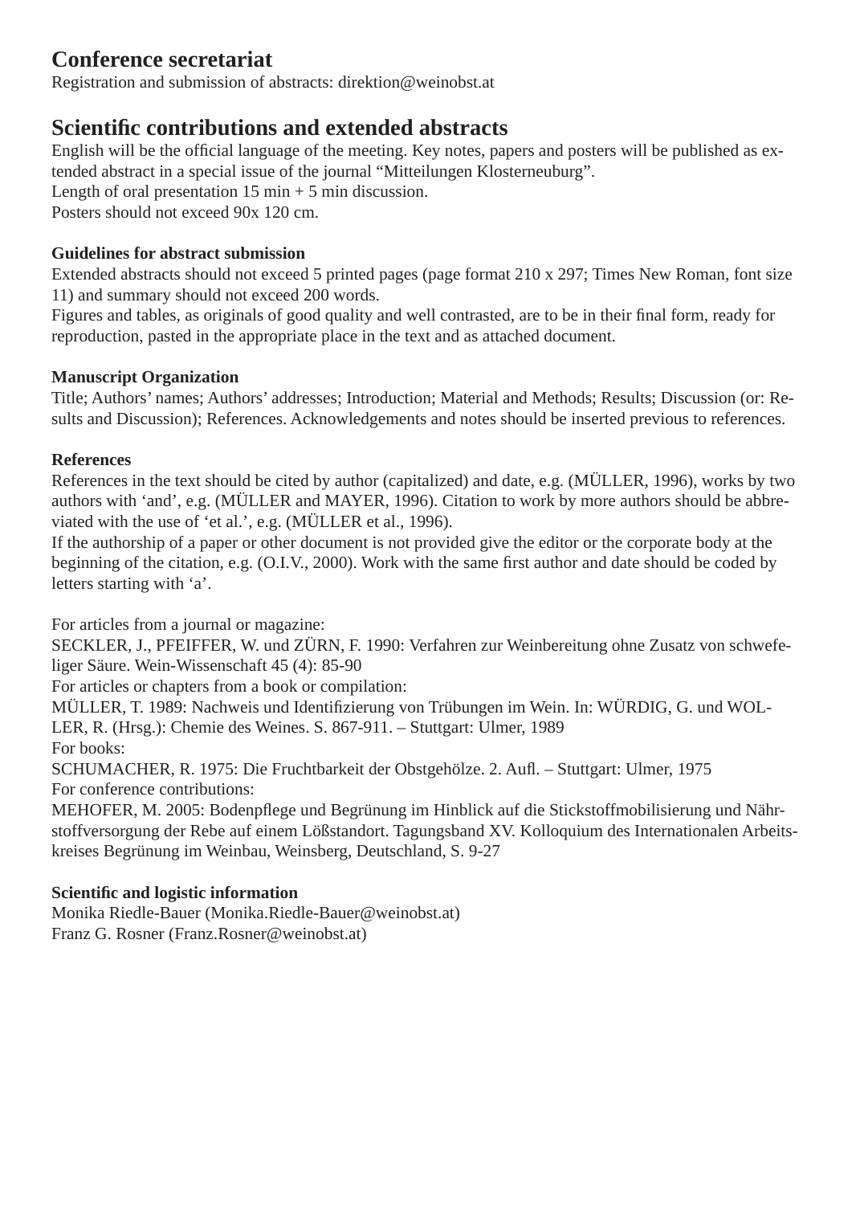## Conference secretariat

Registration and submission of abstracts: direktion@weinobst.at

## Scientific contributions and extended abstracts

English will be the official language of the meeting. Key notes, papers and posters will be published as extended abstract in a special issue of the journal "Mitteilungen Klosterneuburg".
Length of oral presentation 15 min + 5 min discussion.
Posters should not exceed 90x 120 cm.

### Guidelines for abstract submission

Extended abstracts should not exceed 5 printed pages (page format 210 x 297; Times New Roman, font size 11) and summary should not exceed 200 words.
Figures and tables, as originals of good quality and well contrasted, are to be in their final form, ready for reproduction, pasted in the appropriate place in the text and as attached document.

### Manuscript Organization

Title; Authors' names; Authors' addresses; Introduction; Material and Methods; Results; Discussion (or: Results and Discussion); References. Acknowledgements and notes should be inserted previous to references.

### References

References in the text should be cited by author (capitalized) and date, e.g. (MÜLLER, 1996), works by two authors with 'and', e.g. (MÜLLER and MAYER, 1996). Citation to work by more authors should be abbreviated with the use of 'et al.', e.g. (MÜLLER et al., 1996).
If the authorship of a paper or other document is not provided give the editor or the corporate body at the beginning of the citation, e.g. (O.I.V., 2000). Work with the same first author and date should be coded by letters starting with 'a'.

For articles from a journal or magazine:
SECKLER, J., PFEIFFER, W. und ZÜRN, F. 1990: Verfahren zur Weinbereitung ohne Zusatz von schwefeliger Säure. Wein-Wissenschaft 45 (4): 85-90
For articles or chapters from a book or compilation:
MÜLLER, T. 1989: Nachweis und Identifizierung von Trübungen im Wein. In: WÜRDIG, G. und WOLLER, R. (Hrsg.): Chemie des Weines. S. 867-911. – Stuttgart: Ulmer, 1989
For books:
SCHUMACHER, R. 1975: Die Fruchtbarkeit der Obstgehölze. 2. Aufl. – Stuttgart: Ulmer, 1975
For conference contributions:
MEHOFER, M. 2005: Bodenpflege und Begrünung im Hinblick auf die Stickstoffmobilisierung und Nährstoffversorgung der Rebe auf einem Lößstandort. Tagungsband XV. Kolloquium des Internationalen Arbeitskreises Begrünung im Weinbau, Weinsberg, Deutschland, S. 9-27

### Scientific and logistic information

Monika Riedle-Bauer (Monika.Riedle-Bauer@weinobst.at)
Franz G. Rosner (Franz.Rosner@weinobst.at)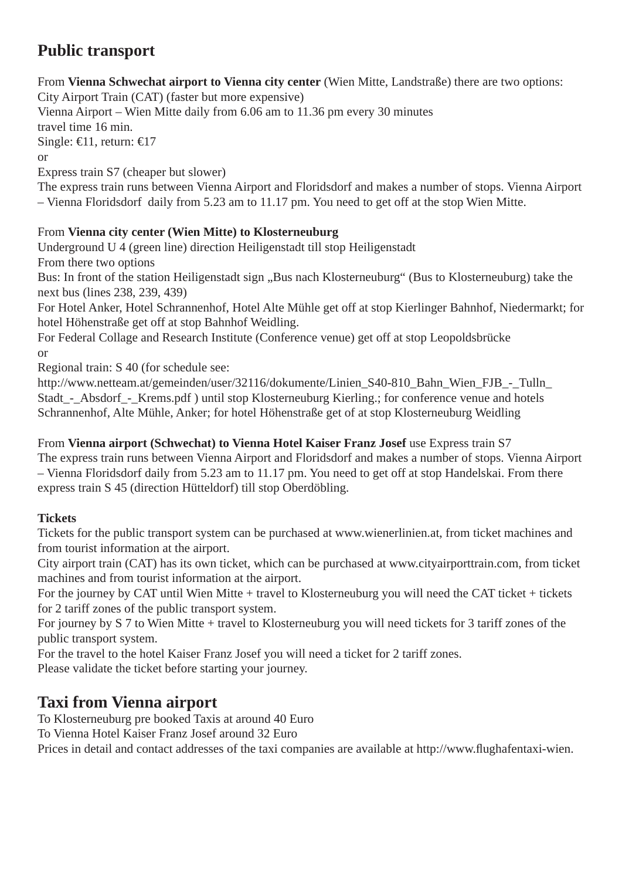## Public transport

From **Vienna Schwechat airport to Vienna city center** (Wien Mitte, Landstraße) there are two options:
City Airport Train (CAT) (faster but more expensive)
Vienna Airport – Wien Mitte daily from 6.06 am to 11.36 pm every 30 minutes
travel time 16 min.
Single: €11, return: €17
or
Express train S7 (cheaper but slower)
The express train runs between Vienna Airport and Floridsdorf and makes a number of stops. Vienna Airport – Vienna Floridsdorf daily from 5.23 am to 11.17 pm. You need to get off at the stop Wien Mitte.

From **Vienna city center (Wien Mitte) to Klosterneuburg**
Underground U 4 (green line) direction Heiligenstadt till stop Heiligenstadt
From there two options
Bus: In front of the station Heiligenstadt sign „Bus nach Klosterneuburg" (Bus to Klosterneuburg) take the next bus (lines 238, 239, 439)
For Hotel Anker, Hotel Schrannenhof, Hotel Alte Mühle get off at stop Kierlinger Bahnhof, Niedermarkt; for hotel Höhenstraße get off at stop Bahnhof Weidling.
For Federal Collage and Research Institute (Conference venue) get off at stop Leopoldsbrücke
or
Regional train: S 40 (for schedule see: http://www.netteam.at/gemeinden/user/32116/dokumente/Linien_S40-810_Bahn_Wien_FJB_-_Tulln_Stadt_-_Absdorf_-_Krems.pdf ) until stop Klosterneuburg Kierling.; for conference venue and hotels Schrannenhof, Alte Mühle, Anker; for hotel Höhenstraße get of at stop Klosterneuburg Weidling

From **Vienna airport (Schwechat) to Vienna Hotel Kaiser Franz Josef** use Express train S7
The express train runs between Vienna Airport and Floridsdorf and makes a number of stops. Vienna Airport – Vienna Floridsdorf daily from 5.23 am to 11.17 pm. You need to get off at stop Handelskai. From there express train S 45 (direction Hütteldorf) till stop Oberdöbling.

**Tickets**
Tickets for the public transport system can be purchased at www.wienerlinien.at, from ticket machines and from tourist information at the airport.
City airport train (CAT) has its own ticket, which can be purchased at www.cityairporttrain.com, from ticket machines and from tourist information at the airport.
For the journey by CAT until Wien Mitte + travel to Klosterneuburg you will need the CAT ticket + tickets for 2 tariff zones of the public transport system.
For journey by S 7 to Wien Mitte + travel to Klosterneuburg you will need tickets for 3 tariff zones of the public transport system.
For the travel to the hotel Kaiser Franz Josef you will need a ticket for 2 tariff zones.
Please validate the ticket before starting your journey.

## Taxi from Vienna airport

To Klosterneuburg pre booked Taxis at around 40 Euro
To Vienna Hotel Kaiser Franz Josef around 32 Euro
Prices in detail and contact addresses of the taxi companies are available at http://www.flughafentaxi-wien.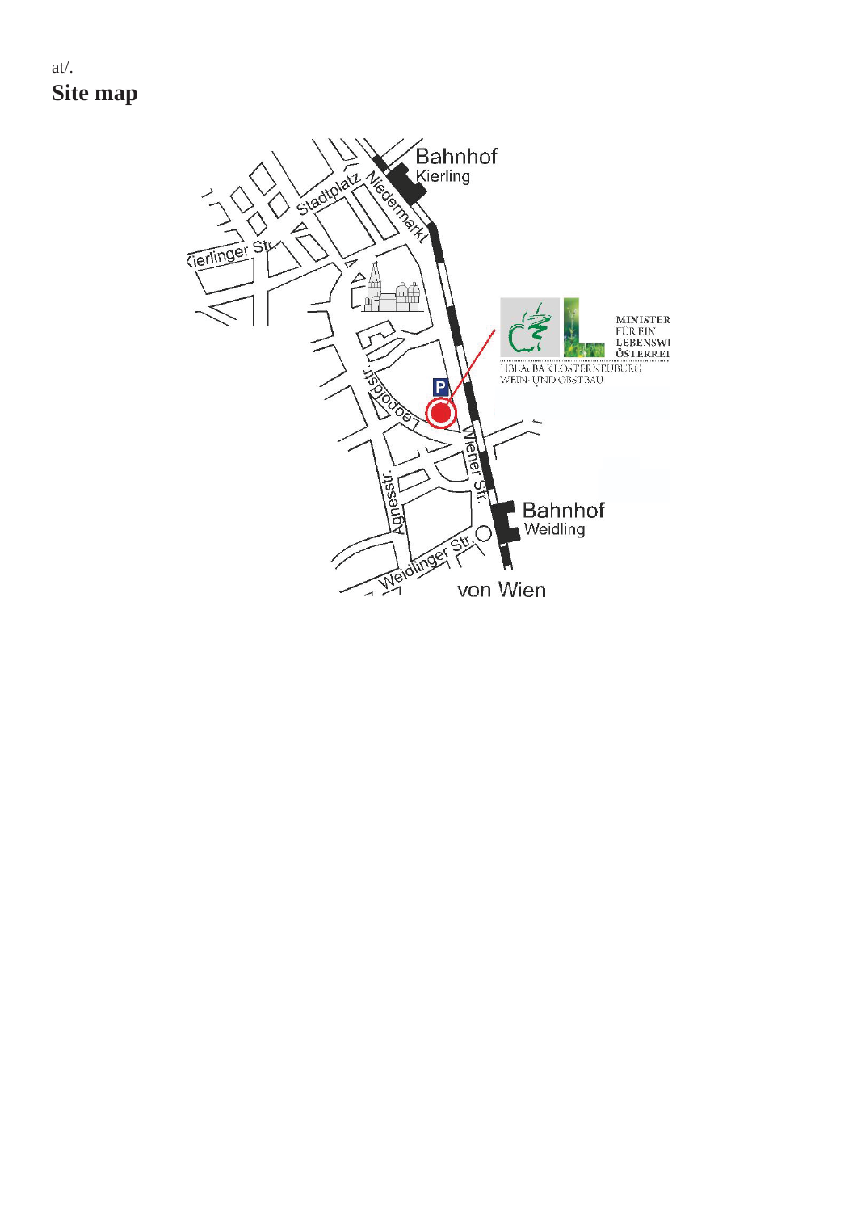at/.

## Site map

Bahnhof
Kierling
Stadtplatz
Niedermarkt
Kierlinger Str.
P
Leopoldstr.
Wiener Str.
Agnesstr.
Weidlinger Str.
Bahnhof
Weidling
von Wien
MINISTER
FÜR EIN
LEBENSWI
ÖSTERREI
HBLAuBA KLOSTERNEUBURG
WEIN- UND OBSTBAU